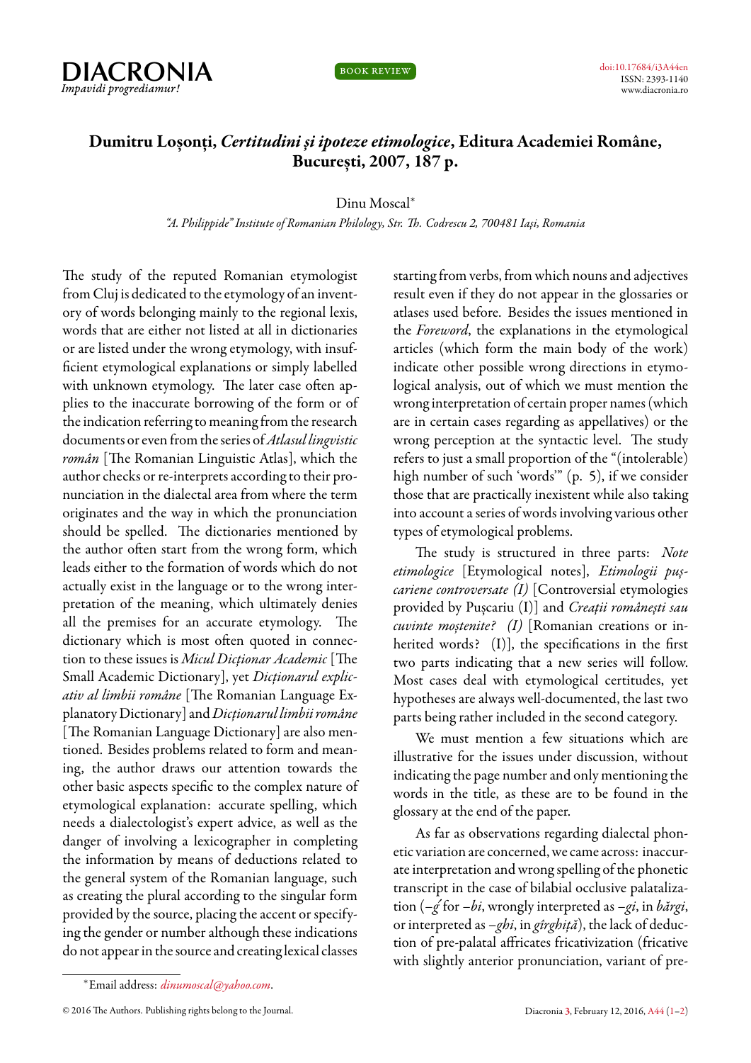# Dumitru Loșonți, *Certitudini și ipoteze etimologice*, Editura Academiei Române, București, 2007, 187 p.

Dinu Moscal*

*"A. Philippide" Institute of Romanian Philology, Str. Th. Codrescu 2, 700481 Iași, Romania*

The study of the reputed Romanian etymologist from Cluj is dedicated to the etymology of an inventory of words belonging mainly to the regional lexis, words that are either not listed at all in dictionaries or are listed under the wrong etymology, with insufficient etymological explanations or simply labelled with unknown etymology. The later case often applies to the inaccurate borrowing of the form or of the indication referring to meaning from the research documents or even from the series of *Atlasul lingvistic român* [The Romanian Linguistic Atlas], which the author checks or re-interprets according to their pronunciation in the dialectal area from where the term originates and the way in which the pronunciation should be spelled. The dictionaries mentioned by the author often start from the wrong form, which leads either to the formation of words which do not actually exist in the language or to the wrong interpretation of the meaning, which ultimately denies all the premises for an accurate etymology. The dictionary which is most often quoted in connection to these issues is *Micul Dicționar Academic* [The Small Academic Dictionary], yet *Dicționarul explicativ al limbii române* [The Romanian Language Explanatory Dictionary] and *Dicționarul limbii române* [The Romanian Language Dictionary] are also mentioned. Besides problems related to form and meaning, the author draws our attention towards the other basic aspects specific to the complex nature of etymological explanation: accurate spelling, which needs a dialectologist's expert advice, as well as the danger of involving a lexicographer in completing the information by means of deductions related to the general system of the Romanian language, such as creating the plural according to the singular form provided by the source, placing the accent or specifying the gender or number although these indications do not appear in the source and creating lexical classes starting from verbs, from which nouns and adjectives result even if they do not appear in the glossaries or atlases used before. Besides the issues mentioned in the *Foreword*, the explanations in the etymological articles (which form the main body of the work) indicate other possible wrong directions in etymological analysis, out of which we must mention the wrong interpretation of certain proper names (which are in certain cases regarding as appellatives) or the wrong perception at the syntactic level. The study refers to just a small proportion of the "(intolerable) high number of such 'words'" (p. 5), if we consider those that are practically inexistent while also taking into account a series of words involving various other types of etymological problems.

The study is structured in three parts: *Note etimologice* [Etymological notes], *Etimologii pușcariene controversate (I)* [Controversial etymologies provided by Pușcariu (I)] and *Creații românești sau cuvinte moștenite? (I)* [Romanian creations or inherited words? (I)], the specifications in the first two parts indicating that a new series will follow. Most cases deal with etymological certitudes, yet hypotheses are always well-documented, the last two parts being rather included in the second category.

We must mention a few situations which are illustrative for the issues under discussion, without indicating the page number and only mentioning the words in the title, as these are to be found in the glossary at the end of the paper.

As far as observations regarding dialectal phonetic variation are concerned, we came across: inaccurate interpretation and wrong spelling of the phonetic transcript in the case of bilabial occlusive palatalization (*–ǵ* for *–bi*, wrongly interpreted as *–gi*, in *bărgi*, or interpreted as *–ghi*, in *gîrghiță*), the lack of deduction of pre-palatal affricates fricativization (fricative with slightly anterior pronunciation, variant of pre-

*Email address: *dinumoscal@yahoo.com*.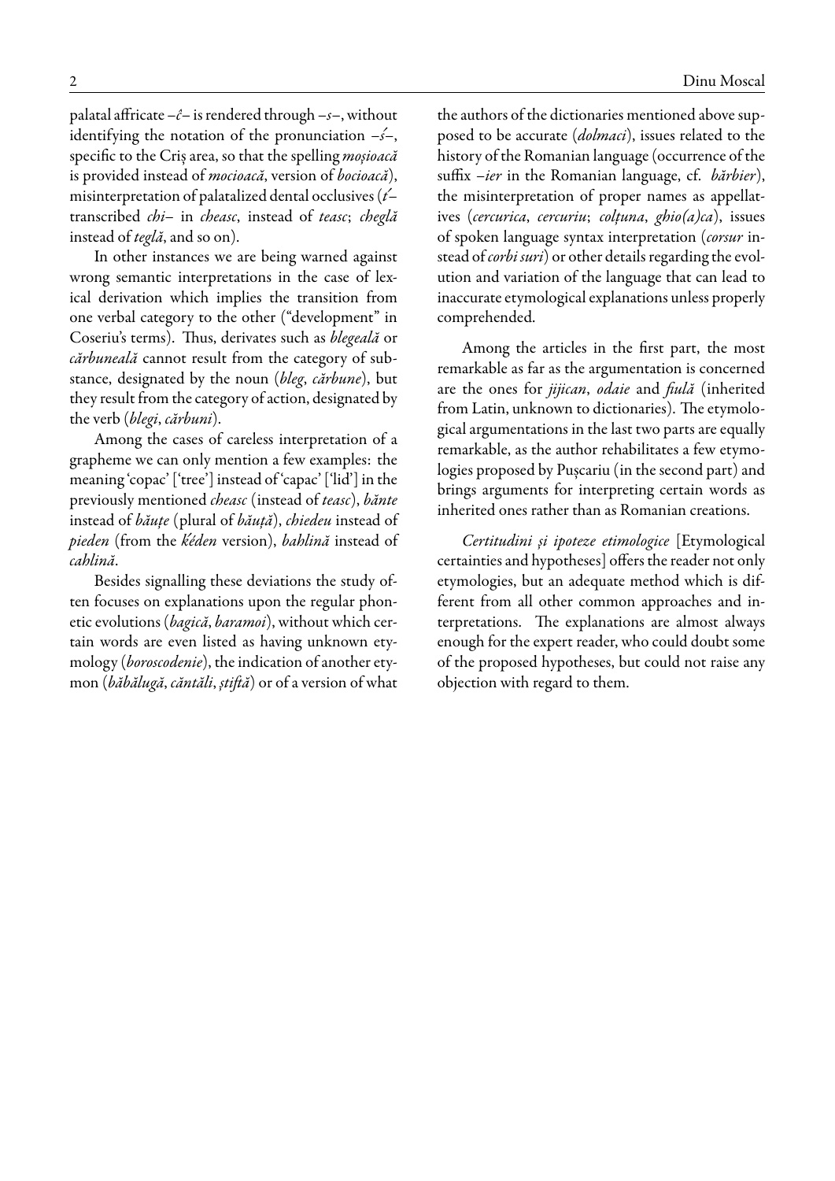palatal affricate –*ĉ*– is rendered through –*s*–, without identifying the notation of the pronunciation –*ś*–, specific to the Criș area, so that the spelling *moșioacă* is provided instead of *mocioacă*, version of *bocioacă*), misinterpretation of palatalized dental occlusives (*ť*– transcribed *chi*– in *cheasc*, instead of *teasc*; *cheglă* instead of *teglă*, and so on).

In other instances we are being warned against wrong semantic interpretations in the case of lexical derivation which implies the transition from one verbal category to the other ("development" in Coseriu's terms). Thus, derivates such as *blegeală* or *cărbuneală* cannot result from the category of substance, designated by the noun (*bleg*, *cărbune*), but they result from the category of action, designated by the verb (*blegi*, *cărbuni*).

Among the cases of careless interpretation of a grapheme we can only mention a few examples: the meaning 'copac' ['tree'] instead of 'capac' ['lid'] in the previously mentioned *cheasc* (instead of *teasc*), *bănte* instead of *băuțe* (plural of *băuță*), *chiedeu* instead of *pieden* (from the *ḱéden* version), *bahlină* instead of *cahlină*.

Besides signalling these deviations the study often focuses on explanations upon the regular phonetic evolutions (*bagică*, *baramoi*), without which certain words are even listed as having unknown etymology (*boroscodenie*), the indication of another etymon (*băbălugă*, *căntăli*, *știfță*) or of a version of what the authors of the dictionaries mentioned above supposed to be accurate (*dolmaci*), issues related to the history of the Romanian language (occurrence of the suffix –*ier* in the Romanian language, cf. *bărbier*), the misinterpretation of proper names as appellatives (*cercurica*, *cercuriu*; *colțuna*, *ghio(a)ca*), issues of spoken language syntax interpretation (*corsur* instead of *corbi suri*) or other details regarding the evolution and variation of the language that can lead to inaccurate etymological explanations unless properly comprehended.

Among the articles in the first part, the most remarkable as far as the argumentation is concerned are the ones for *jijican*, *odaie* and *fiulă* (inherited from Latin, unknown to dictionaries). The etymological argumentations in the last two parts are equally remarkable, as the author rehabilitates a few etymologies proposed by Pușcariu (in the second part) and brings arguments for interpreting certain words as inherited ones rather than as Romanian creations.

*Certitudini și ipoteze etimologice* [Etymological certainties and hypotheses] offers the reader not only etymologies, but an adequate method which is different from all other common approaches and interpretations. The explanations are almost always enough for the expert reader, who could doubt some of the proposed hypotheses, but could not raise any objection with regard to them.